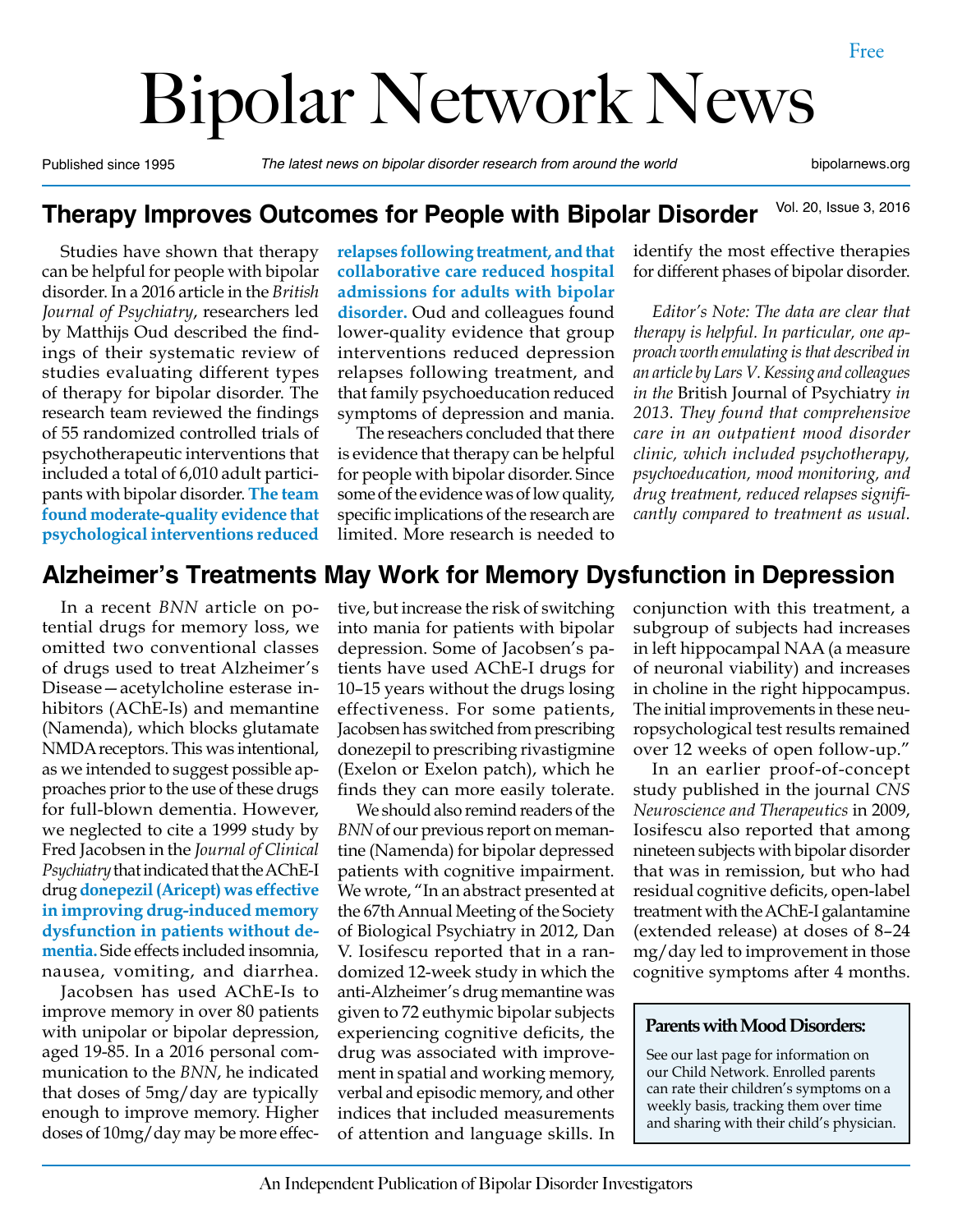Free

# Bipolar Network News

Published since 1995 | *The latest news on bipolar disorder research from around the world* | bipolarnews.org

Vol. 20, Issue 3, 2016

## Therapy Improves Outcomes for People with Bipolar Disorder

Studies have shown that therapy can be helpful for people with bipolar disorder. In a 2016 article in the *British Journal of Psychiatry*, researchers led by Matthijs Oud described the findings of their systematic review of studies evaluating different types of therapy for bipolar disorder. The research team reviewed the findings of 55 randomized controlled trials of psychotherapeutic interventions that included a total of 6,010 adult participants with bipolar disorder. **The team found moderate-quality evidence that psychological interventions reduced relapses following treatment, and that collaborative care reduced hospital admissions for adults with bipolar disorder.** Oud and colleagues found lower-quality evidence that group interventions reduced depression relapses following treatment, and that family psychoeducation reduced symptoms of depression and mania.

The reseachers concluded that there is evidence that therapy can be helpful for people with bipolar disorder. Since some of the evidence was of low quality, specific implications of the research are limited. More research is needed to identify the most effective therapies for different phases of bipolar disorder.

*Editor's Note: The data are clear that therapy is helpful. In particular, one approach worth emulating is that described in an article by Lars V. Kessing and colleagues in the* British Journal of Psychiatry *in 2013. They found that comprehensive care in an outpatient mood disorder clinic, which included psychotherapy, psychoeducation, mood monitoring, and drug treatment, reduced relapses significantly compared to treatment as usual.*

## Alzheimer's Treatments May Work for Memory Dysfunction in Depression

In a recent *BNN* article on potential drugs for memory loss, we omitted two conventional classes of drugs used to treat Alzheimer's Disease—acetylcholine esterase inhibitors (AChE-Is) and memantine (Namenda), which blocks glutamate NMDA receptors. This was intentional, as we intended to suggest possible approaches prior to the use of these drugs for full-blown dementia. However, we neglected to cite a 1999 study by Fred Jacobsen in the *Journal of Clinical Psychiatry* that indicated that the AChE-I drug **donezepil (Aricept) was effective in improving drug-induced memory dysfunction in patients without dementia.** Side effects included insomnia, nausea, vomiting, and diarrhea.

Jacobsen has used AChE-Is to improve memory in over 80 patients with unipolar or bipolar depression, aged 19-85. In a 2016 personal communication to the *BNN*, he indicated that doses of 5mg/day are typically enough to improve memory. Higher doses of 10mg/day may be more effective, but increase the risk of switching into mania for patients with bipolar depression. Some of Jacobsen's patients have used AChE-I drugs for 10–15 years without the drugs losing effectiveness. For some patients, Jacobsen has switched from prescribing donezepil to prescribing rivastigmine (Exelon or Exelon patch), which he finds they can more easily tolerate.

We should also remind readers of the *BNN* of our previous report on memantine (Namenda) for bipolar depressed patients with cognitive impairment. We wrote, "In an abstract presented at the 67th Annual Meeting of the Society of Biological Psychiatry in 2012, Dan V. Iosifescu reported that in a randomized 12-week study in which the anti-Alzheimer's drug memantine was given to 72 euthymic bipolar subjects experiencing cognitive deficits, the drug was associated with improvement in spatial and working memory, verbal and episodic memory, and other indices that included measurements of attention and language skills. In conjunction with this treatment, a subgroup of subjects had increases in left hippocampal NAA (a measure of neuronal viability) and increases in choline in the right hippocampus. The initial improvements in these neuropsychological test results remained over 12 weeks of open follow-up."

In an earlier proof-of-concept study published in the journal *CNS Neuroscience and Therapeutics* in 2009, Iosifescu also reported that among nineteen subjects with bipolar disorder that was in remission, but who had residual cognitive deficits, open-label treatment with the AChE-I galantamine (extended release) at doses of 8–24 mg/day led to improvement in those cognitive symptoms after 4 months.

**Parents with Mood Disorders:**

See our last page for information on our Child Network. Enrolled parents can rate their children's symptoms on a weekly basis, tracking them over time and sharing with their child's physician.

An Independent Publication of Bipolar Disorder Investigators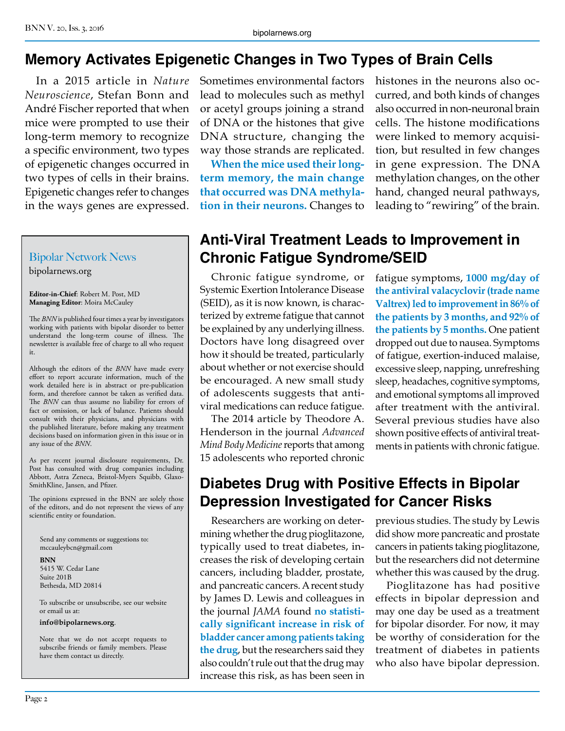## Memory Activates Epigenetic Changes in Two Types of Brain Cells

In a 2015 article in *Nature Neuroscience*, Stefan Bonn and André Fischer reported that when mice were prompted to use their long-term memory to recognize a specific environment, two types of epigenetic changes occurred in two types of cells in their brains. Epigenetic changes refer to changes in the ways genes are expressed. Sometimes environmental factors lead to molecules such as methyl or acetyl groups joining a strand of DNA or the histones that give DNA structure, changing the way those strands are replicated.

**When the mice used their long-term memory, the main change that occurred was DNA methylation in their neurons.** Changes to histones in the neurons also occurred, and both kinds of changes also occurred in non-neuronal brain cells. The histone modifications were linked to memory acquisition, but resulted in few changes in gene expression. The DNA methylation changes, on the other hand, changed neural pathways, leading to "rewiring" of the brain.

## Anti-Viral Treatment Leads to Improvement in Chronic Fatigue Syndrome/SEID

Chronic fatigue syndrome, or Systemic Exertion Intolerance Disease (SEID), as it is now known, is characterized by extreme fatigue that cannot be explained by any underlying illness. Doctors have long disagreed over how it should be treated, particularly about whether or not exercise should be encouraged. A new small study of adolescents suggests that antiviral medications can reduce fatigue.

The 2014 article by Theodore A. Henderson in the journal *Advanced Mind Body Medicine* reports that among 15 adolescents who reported chronic fatigue symptoms, **1000 mg/day of the antiviral valacyclovir (trade name Valtrex) led to improvement in 86% of the patients by 3 months, and 92% of the patients by 5 months.** One patient dropped out due to nausea. Symptoms of fatigue, exertion-induced malaise, excessive sleep, napping, unrefreshing sleep, headaches, cognitive symptoms, and emotional symptoms all improved after treatment with the antiviral. Several previous studies have also shown positive effects of antiviral treatments in patients with chronic fatigue.

## Diabetes Drug with Positive Effects in Bipolar Depression Investigated for Cancer Risks

Researchers are working on determining whether the drug pioglitazone, typically used to treat diabetes, increases the risk of developing certain cancers, including bladder, prostate, and pancreatic cancers. A recent study by James D. Lewis and colleagues in the journal *JAMA* found **no statistically significant increase in risk of bladder cancer among patients taking the drug**, but the researchers said they also couldn't rule out that the drug may increase this risk, as has been seen in previous studies. The study by Lewis did show more pancreatic and prostate cancers in patients taking pioglitazone, but the researchers did not determine whether this was caused by the drug.

Pioglitazone has had positive effects in bipolar depression and may one day be used as a treatment for bipolar disorder. For now, it may be worthy of consideration for the treatment of diabetes in patients who also have bipolar depression.

---

### Bipolar Network News

bipolarnews.org

**Editor-in-Chief**: Robert M. Post, MD
**Managing Editor**: Moira McCauley

The *BNN* is published four times a year by investigators working with patients with bipolar disorder to better understand the long-term course of illness. The newsletter is available free of charge to all who request it.

Although the editors of the *BNN* have made every effort to report accurate information, much of the work detailed here is in abstract or pre-publication form, and therefore cannot be taken as verified data. The *BNN* can thus assume no liability for errors of fact or omission, or lack of balance. Patients should consult with their physicians, and physicians with the published literature, before making any treatment decisions based on information given in this issue or in any issue of the *BNN*.

As per recent journal disclosure requirements, Dr. Post has consulted with drug companies including Abbott, Astra Zeneca, Bristol-Myers Squibb, GlaxoSmithKline, Jansen, and Pfizer.

The opinions expressed in the BNN are solely those of the editors, and do not represent the views of any scientific entity or foundation.

Send any comments or suggestions to:
mccauleybcn@gmail.com

**BNN**
5415 W. Cedar Lane
Suite 201B
Bethesda, MD 20814

To subscribe or unsubscribe, see our website or email us at:

**info@bipolarnews.org**.

Note that we do not accept requests to subscribe friends or family members. Please have them contact us directly.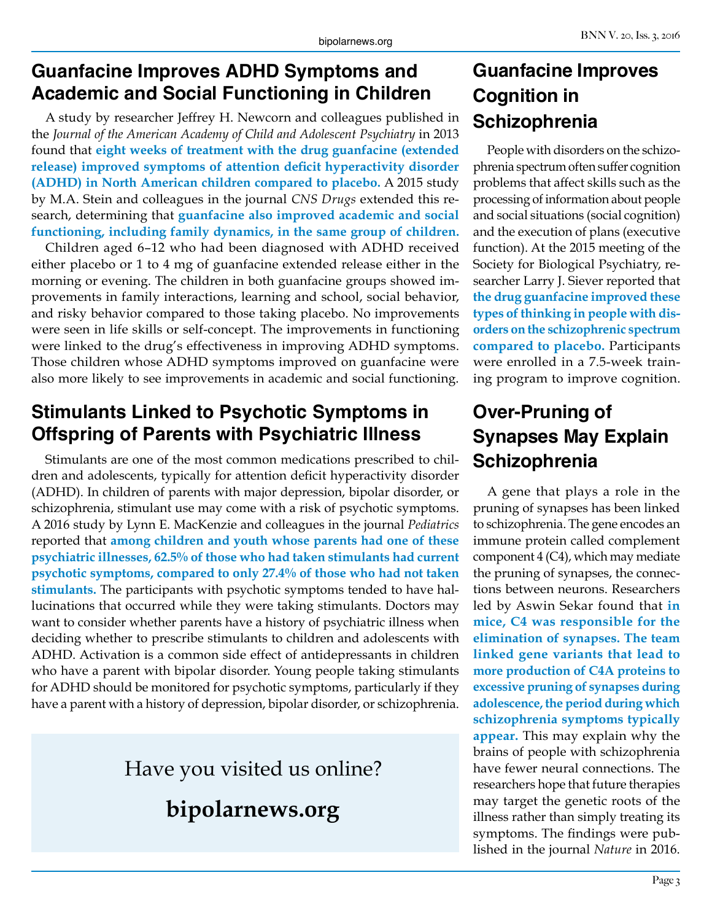## Guanfacine Improves ADHD Symptoms and Academic and Social Functioning in Children

A study by researcher Jeffrey H. Newcorn and colleagues published in the *Journal of the American Academy of Child and Adolescent Psychiatry* in 2013 found that **eight weeks of treatment with the drug guanfacine (extended release) improved symptoms of attention deficit hyperactivity disorder (ADHD) in North American children compared to placebo.** A 2015 study by M.A. Stein and colleagues in the journal *CNS Drugs* extended this research, determining that **guanfacine also improved academic and social functioning, including family dynamics, in the same group of children.**

Children aged 6–12 who had been diagnosed with ADHD received either placebo or 1 to 4 mg of guanfacine extended release either in the morning or evening. The children in both guanfacine groups showed improvements in family interactions, learning and school, social behavior, and risky behavior compared to those taking placebo. No improvements were seen in life skills or self-concept. The improvements in functioning were linked to the drug's effectiveness in improving ADHD symptoms. Those children whose ADHD symptoms improved on guanfacine were also more likely to see improvements in academic and social functioning.

## Stimulants Linked to Psychotic Symptoms in Offspring of Parents with Psychiatric Illness

Stimulants are one of the most common medications prescribed to children and adolescents, typically for attention deficit hyperactivity disorder (ADHD). In children of parents with major depression, bipolar disorder, or schizophrenia, stimulant use may come with a risk of psychotic symptoms. A 2016 study by Lynn E. MacKenzie and colleagues in the journal *Pediatrics* reported that **among children and youth whose parents had one of these psychiatric illnesses, 62.5% of those who had taken stimulants had current psychotic symptoms, compared to only 27.4% of those who had not taken stimulants.** The participants with psychotic symptoms tended to have hallucinations that occurred while they were taking stimulants. Doctors may want to consider whether parents have a history of psychiatric illness when deciding whether to prescribe stimulants to children and adolescents with ADHD. Activation is a common side effect of antidepressants in children who have a parent with bipolar disorder. Young people taking stimulants for ADHD should be monitored for psychotic symptoms, particularly if they have a parent with a history of depression, bipolar disorder, or schizophrenia.

Have you visited us online?

**bipolarnews.org**

## Guanfacine Improves Cognition in Schizophrenia

People with disorders on the schizophrenia spectrum often suffer cognition problems that affect skills such as the processing of information about people and social situations (social cognition) and the execution of plans (executive function). At the 2015 meeting of the Society for Biological Psychiatry, researcher Larry J. Siever reported that **the drug guanfacine improved these types of thinking in people with disorders on the schizophrenic spectrum compared to placebo.** Participants were enrolled in a 7.5-week training program to improve cognition.

## Over-Pruning of Synapses May Explain Schizophrenia

A gene that plays a role in the pruning of synapses has been linked to schizophrenia. The gene encodes an immune protein called complement component 4 (C4), which may mediate the pruning of synapses, the connections between neurons. Researchers led by Aswin Sekar found that **in mice, C4 was responsible for the elimination of synapses. The team linked gene variants that lead to more production of C4A proteins to excessive pruning of synapses during adolescence, the period during which schizophrenia symptoms typically appear.** This may explain why the brains of people with schizophrenia have fewer neural connections. The researchers hope that future therapies may target the genetic roots of the illness rather than simply treating its symptoms. The findings were published in the journal *Nature* in 2016.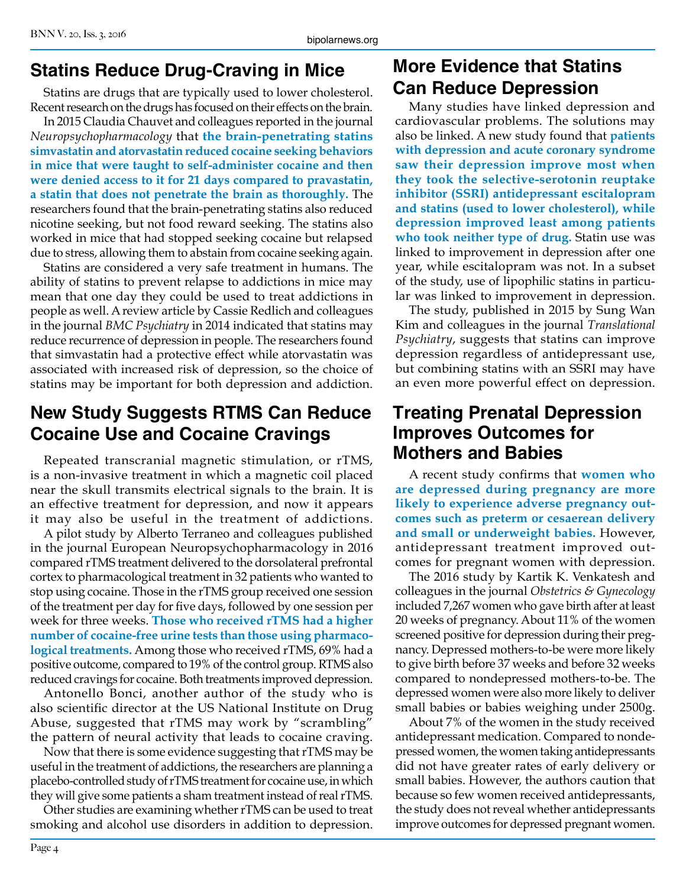## Statins Reduce Drug-Craving in Mice

Statins are drugs that are typically used to lower cholesterol. Recent research on the drugs has focused on their effects on the brain.

In 2015 Claudia Chauvet and colleagues reported in the journal *Neuropsychopharmacology* that **the brain-penetrating statins simvastatin and atorvastatin reduced cocaine seeking behaviors in mice that were taught to self-administer cocaine and then were denied access to it for 21 days compared to pravastatin, a statin that does not penetrate the brain as thoroughly.** The researchers found that the brain-penetrating statins also reduced nicotine seeking, but not food reward seeking. The statins also worked in mice that had stopped seeking cocaine but relapsed due to stress, allowing them to abstain from cocaine seeking again.

Statins are considered a very safe treatment in humans. The ability of statins to prevent relapse to addictions in mice may mean that one day they could be used to treat addictions in people as well. A review article by Cassie Redlich and colleagues in the journal *BMC Psychiatry* in 2014 indicated that statins may reduce recurrence of depression in people. The researchers found that simvastatin had a protective effect while atorvastatin was associated with increased risk of depression, so the choice of statins may be important for both depression and addiction.

## New Study Suggests RTMS Can Reduce Cocaine Use and Cocaine Cravings

Repeated transcranial magnetic stimulation, or rTMS, is a non-invasive treatment in which a magnetic coil placed near the skull transmits electrical signals to the brain. It is an effective treatment for depression, and now it appears it may also be useful in the treatment of addictions.

A pilot study by Alberto Terraneo and colleagues published in the journal European Neuropsychopharmacology in 2016 compared rTMS treatment delivered to the dorsolateral prefrontal cortex to pharmacological treatment in 32 patients who wanted to stop using cocaine. Those in the rTMS group received one session of the treatment per day for five days, followed by one session per week for three weeks. **Those who received rTMS had a higher number of cocaine-free urine tests than those using pharmacological treatments.** Among those who received rTMS, 69% had a positive outcome, compared to 19% of the control group. RTMS also reduced cravings for cocaine. Both treatments improved depression.

Antonello Bonci, another author of the study who is also scientific director at the US National Institute on Drug Abuse, suggested that rTMS may work by "scrambling" the pattern of neural activity that leads to cocaine craving.

Now that there is some evidence suggesting that rTMS may be useful in the treatment of addictions, the researchers are planning a placebo-controlled study of rTMS treatment for cocaine use, in which they will give some patients a sham treatment instead of real rTMS.

Other studies are examining whether rTMS can be used to treat smoking and alcohol use disorders in addition to depression.

## More Evidence that Statins Can Reduce Depression

Many studies have linked depression and cardiovascular problems. The solutions may also be linked. A new study found that **patients with depression and acute coronary syndrome saw their depression improve most when they took the selective-serotonin reuptake inhibitor (SSRI) antidepressant escitalopram and statins (used to lower cholesterol), while depression improved least among patients who took neither type of drug.** Statin use was linked to improvement in depression after one year, while escitalopram was not. In a subset of the study, use of lipophilic statins in particular was linked to improvement in depression.

The study, published in 2015 by Sung Wan Kim and colleagues in the journal *Translational Psychiatry*, suggests that statins can improve depression regardless of antidepressant use, but combining statins with an SSRI may have an even more powerful effect on depression.

## Treating Prenatal Depression Improves Outcomes for Mothers and Babies

A recent study confirms that **women who are depressed during pregnancy are more likely to experience adverse pregnancy outcomes such as preterm or cesaerean delivery and small or underweight babies.** However, antidepressant treatment improved outcomes for pregnant women with depression.

The 2016 study by Kartik K. Venkatesh and colleagues in the journal *Obstetrics & Gynecology* included 7,267 women who gave birth after at least 20 weeks of pregnancy. About 11% of the women screened positive for depression during their pregnancy. Depressed mothers-to-be were more likely to give birth before 37 weeks and before 32 weeks compared to nondepressed mothers-to-be. The depressed women were also more likely to deliver small babies or babies weighing under 2500g.

About 7% of the women in the study received antidepressant medication. Compared to nondepressed women, the women taking antidepressants did not have greater rates of early delivery or small babies. However, the authors caution that because so few women received antidepressants, the study does not reveal whether antidepressants improve outcomes for depressed pregnant women.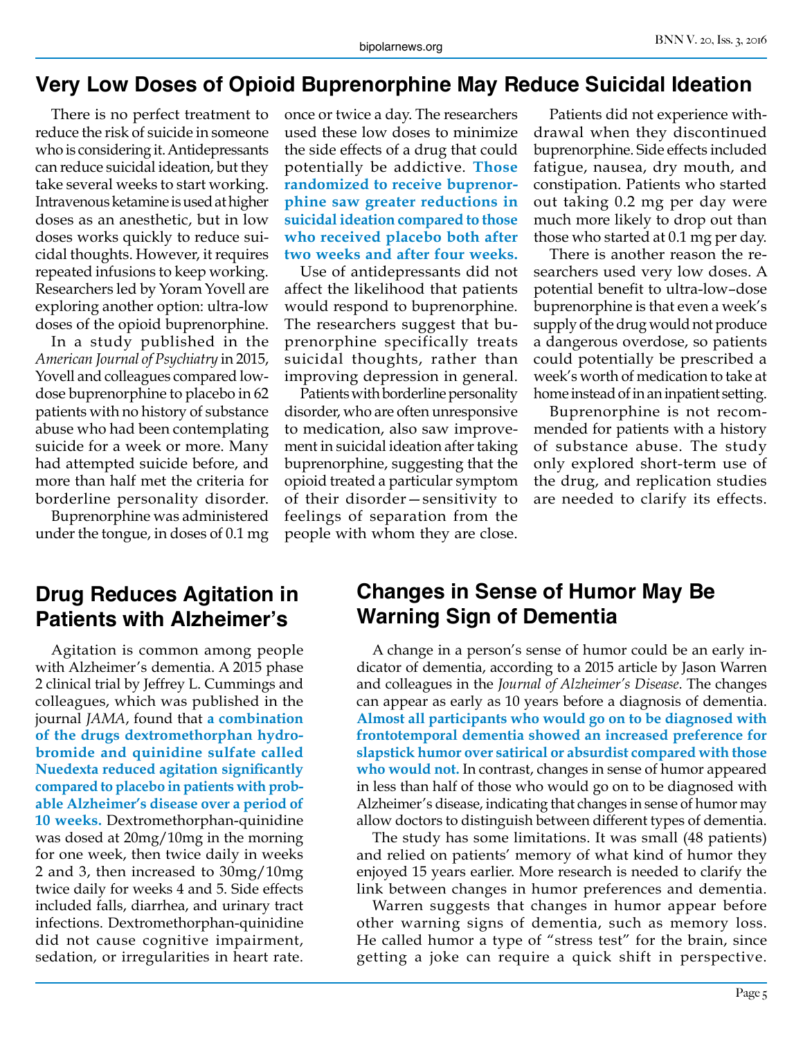## Very Low Doses of Opioid Buprenorphine May Reduce Suicidal Ideation

There is no perfect treatment to reduce the risk of suicide in someone who is considering it. Antidepressants can reduce suicidal ideation, but they take several weeks to start working. Intravenous ketamine is used at higher doses as an anesthetic, but in low doses works quickly to reduce suicidal thoughts. However, it requires repeated infusions to keep working. Researchers led by Yoram Yovell are exploring another option: ultra-low doses of the opioid buprenorphine.

In a study published in the *American Journal of Psychiatry* in 2015, Yovell and colleagues compared low-dose buprenorphine to placebo in 62 patients with no history of substance abuse who had been contemplating suicide for a week or more. Many had attempted suicide before, and more than half met the criteria for borderline personality disorder.

Buprenorphine was administered under the tongue, in doses of 0.1 mg once or twice a day. The researchers used these low doses to minimize the side effects of a drug that could potentially be addictive. **Those randomized to receive buprenorphine saw greater reductions in suicidal ideation compared to those who received placebo both after two weeks and after four weeks.**

Use of antidepressants did not affect the likelihood that patients would respond to buprenorphine. The researchers suggest that buprenorphine specifically treats suicidal thoughts, rather than improving depression in general.

Patients with borderline personality disorder, who are often unresponsive to medication, also saw improvement in suicidal ideation after taking buprenorphine, suggesting that the opioid treated a particular symptom of their disorder—sensitivity to feelings of separation from the people with whom they are close.

Patients did not experience withdrawal when they discontinued buprenorphine. Side effects included fatigue, nausea, dry mouth, and constipation. Patients who started out taking 0.2 mg per day were much more likely to drop out than those who started at 0.1 mg per day.

There is another reason the researchers used very low doses. A potential benefit to ultra-low–dose buprenorphine is that even a week's supply of the drug would not produce a dangerous overdose, so patients could potentially be prescribed a week's worth of medication to take at home instead of in an inpatient setting.

Buprenorphine is not recommended for patients with a history of substance abuse. The study only explored short-term use of the drug, and replication studies are needed to clarify its effects.

## Drug Reduces Agitation in Patients with Alzheimer's

Agitation is common among people with Alzheimer's dementia. A 2015 phase 2 clinical trial by Jeffrey L. Cummings and colleagues, which was published in the journal *JAMA*, found that **a combination of the drugs dextromethorphan hydrobromide and quinidine sulfate called Nuedexta reduced agitation significantly compared to placebo in patients with probable Alzheimer's disease over a period of 10 weeks.** Dextromethorphan-quinidine was dosed at 20mg/10mg in the morning for one week, then twice daily in weeks 2 and 3, then increased to 30mg/10mg twice daily for weeks 4 and 5. Side effects included falls, diarrhea, and urinary tract infections. Dextromethorphan-quinidine did not cause cognitive impairment, sedation, or irregularities in heart rate.

## Changes in Sense of Humor May Be Warning Sign of Dementia

A change in a person's sense of humor could be an early indicator of dementia, according to a 2015 article by Jason Warren and colleagues in the *Journal of Alzheimer's Disease*. The changes can appear as early as 10 years before a diagnosis of dementia. **Almost all participants who would go on to be diagnosed with frontotemporal dementia showed an increased preference for slapstick humor over satirical or absurdist compared with those who would not.** In contrast, changes in sense of humor appeared in less than half of those who would go on to be diagnosed with Alzheimer's disease, indicating that changes in sense of humor may allow doctors to distinguish between different types of dementia.

The study has some limitations. It was small (48 patients) and relied on patients' memory of what kind of humor they enjoyed 15 years earlier. More research is needed to clarify the link between changes in humor preferences and dementia.

Warren suggests that changes in humor appear before other warning signs of dementia, such as memory loss. He called humor a type of "stress test" for the brain, since getting a joke can require a quick shift in perspective.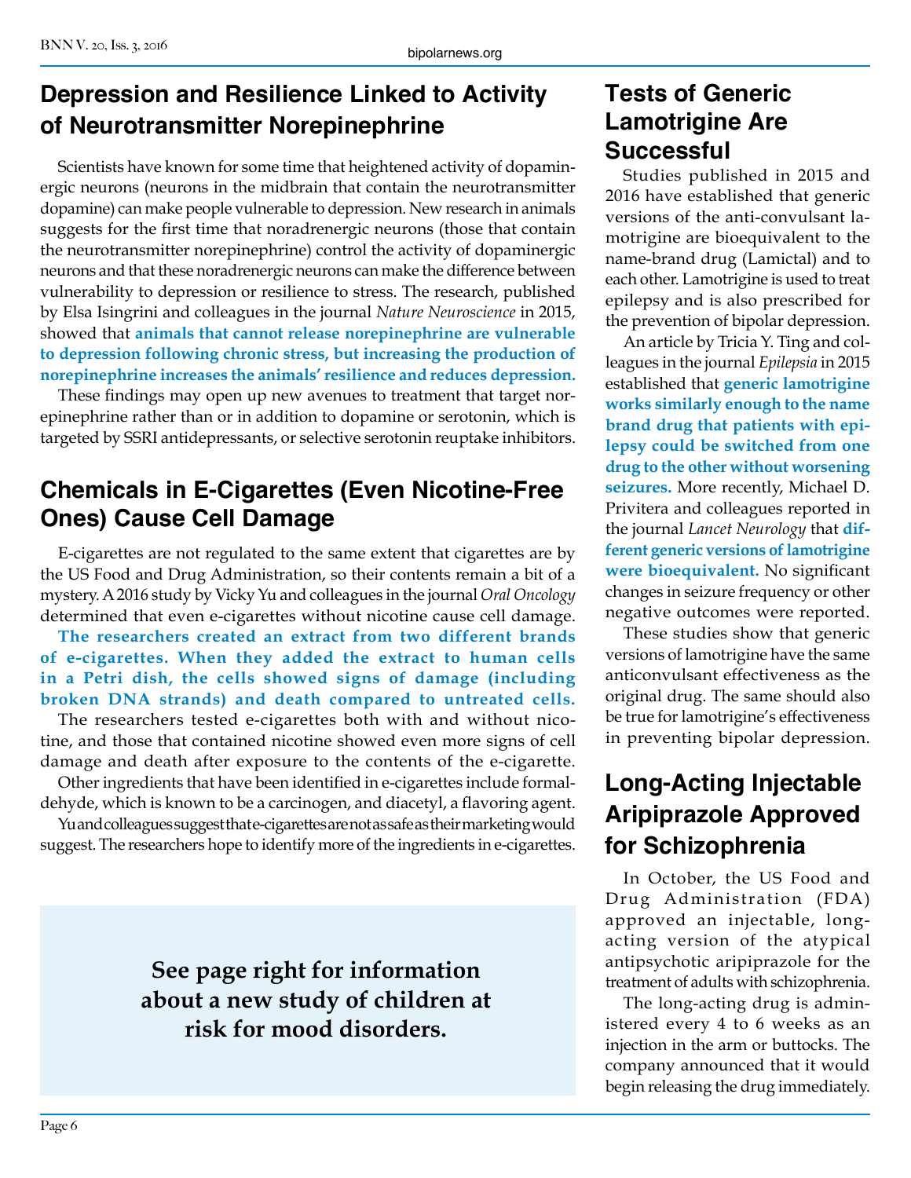## Depression and Resilience Linked to Activity of Neurotransmitter Norepinephrine

Scientists have known for some time that heightened activity of dopaminergic neurons (neurons in the midbrain that contain the neurotransmitter dopamine) can make people vulnerable to depression. New research in animals suggests for the first time that noradrenergic neurons (those that contain the neurotransmitter norepinephrine) control the activity of dopaminergic neurons and that these noradrenergic neurons can make the difference between vulnerability to depression or resilience to stress. The research, published by Elsa Isingrini and colleagues in the journal *Nature Neuroscience* in 2015, showed that **animals that cannot release norepinephrine are vulnerable to depression following chronic stress, but increasing the production of norepinephrine increases the animals' resilience and reduces depression.**

These findings may open up new avenues to treatment that target norepinephrine rather than or in addition to dopamine or serotonin, which is targeted by SSRI antidepressants, or selective serotonin reuptake inhibitors.

## Chemicals in E-Cigarettes (Even Nicotine-Free Ones) Cause Cell Damage

E-cigarettes are not regulated to the same extent that cigarettes are by the US Food and Drug Administration, so their contents remain a bit of a mystery. A 2016 study by Vicky Yu and colleagues in the journal *Oral Oncology* determined that even e-cigarettes without nicotine cause cell damage.

**The researchers created an extract from two different brands of e-cigarettes. When they added the extract to human cells in a Petri dish, the cells showed signs of damage (including broken DNA strands) and death compared to untreated cells.**

The researchers tested e-cigarettes both with and without nicotine, and those that contained nicotine showed even more signs of cell damage and death after exposure to the contents of the e-cigarette.

Other ingredients that have been identified in e-cigarettes include formaldehyde, which is known to be a carcinogen, and diacetyl, a flavoring agent.

Yu and colleagues suggest that e-cigarettes are not as safe as their marketing would suggest. The researchers hope to identify more of the ingredients in e-cigarettes.

**See page right for information about a new study of children at risk for mood disorders.**

## Tests of Generic Lamotrigine Are Successful

Studies published in 2015 and 2016 have established that generic versions of the anti-convulsant lamotrigine are bioequivalent to the name-brand drug (Lamictal) and to each other. Lamotrigine is used to treat epilepsy and is also prescribed for the prevention of bipolar depression.

An article by Tricia Y. Ting and colleagues in the journal *Epilepsia* in 2015 established that **generic lamotrigine works similarly enough to the name brand drug that patients with epilepsy could be switched from one drug to the other without worsening seizures.** More recently, Michael D. Privitera and colleagues reported in the journal *Lancet Neurology* that **different generic versions of lamotrigine were bioequivalent.** No significant changes in seizure frequency or other negative outcomes were reported.

These studies show that generic versions of lamotrigine have the same anticonvulsant effectiveness as the original drug. The same should also be true for lamotrigine's effectiveness in preventing bipolar depression.

## Long-Acting Injectable Aripiprazole Approved for Schizophrenia

In October, the US Food and Drug Administration (FDA) approved an injectable, long-acting version of the atypical antipsychotic aripiprazole for the treatment of adults with schizophrenia.

The long-acting drug is administered every 4 to 6 weeks as an injection in the arm or buttocks. The company announced that it would begin releasing the drug immediately.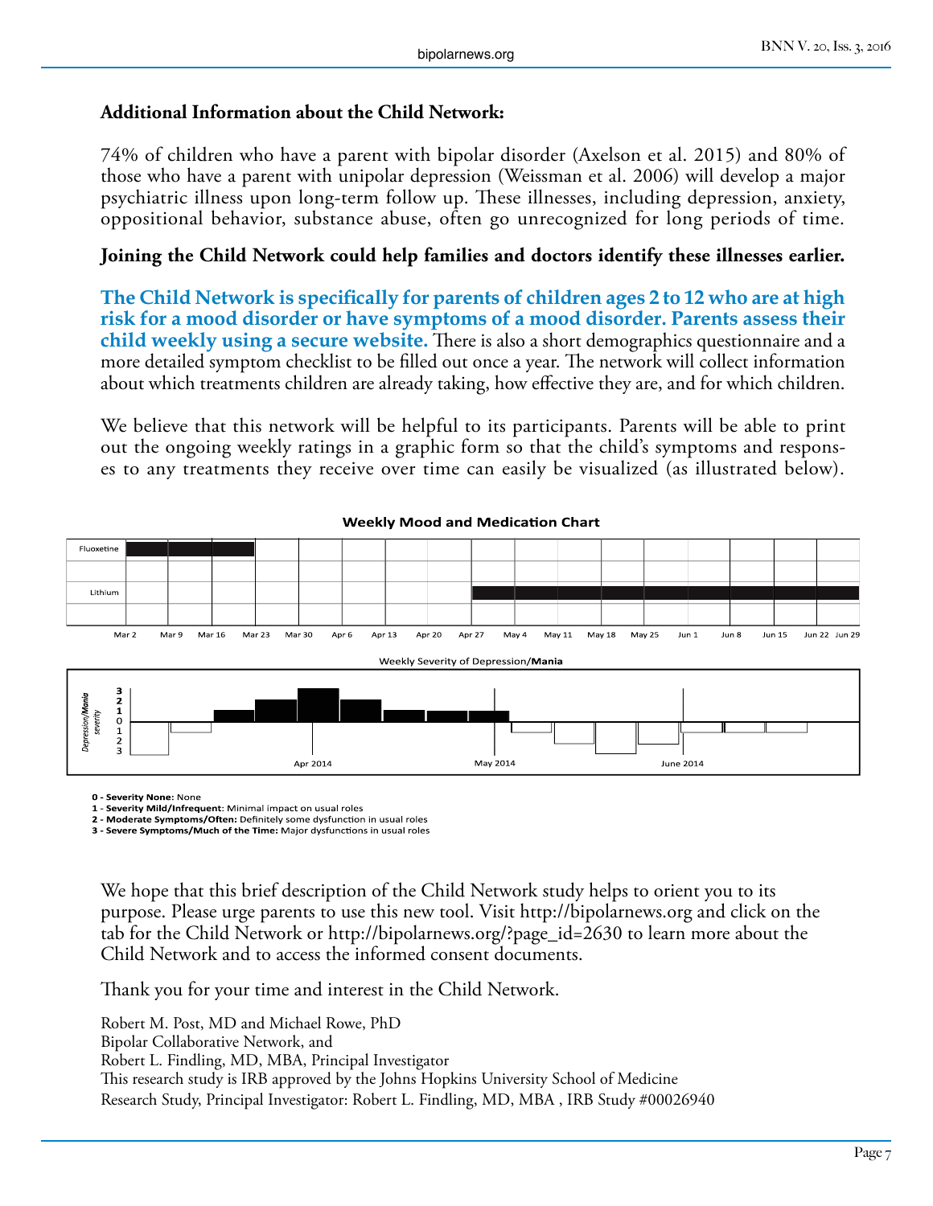### Additional Information about the Child Network:

74% of children who have a parent with bipolar disorder (Axelson et al. 2015) and 80% of those who have a parent with unipolar depression (Weissman et al. 2006) will develop a major psychiatric illness upon long-term follow up. These illnesses, including depression, anxiety, oppositional behavior, substance abuse, often go unrecognized for long periods of time.

**Joining the Child Network could help families and doctors identify these illnesses earlier.**

**The Child Network is specifically for parents of children ages 2 to 12 who are at high risk for a mood disorder or have symptoms of a mood disorder. Parents assess their child weekly using a secure website.** There is also a short demographics questionnaire and a more detailed symptom checklist to be filled out once a year. The network will collect information about which treatments children are already taking, how effective they are, and for which children.

We believe that this network will be helpful to its participants. Parents will be able to print out the ongoing weekly ratings in a graphic form so that the child's symptoms and responses to any treatments they receive over time can easily be visualized (as illustrated below).

**Weekly Mood and Medication Chart**

Fluoxetine
Lithium

Mar 2 Mar 9 Mar 16 Mar 23 Mar 30 Apr 6 Apr 13 Apr 20 Apr 27 May 4 May 11 May 18 May 25 Jun 1 Jun 8 Jun 15 Jun 22 Jun 29

Weekly Severity of Depression/**Mania**

*Depression/**Mania** severity*

Apr 2014 May 2014 June 2014

**0 - Severity None:** None
**1 - Severity Mild/Infrequent**: Minimal impact on usual roles
**2 - Moderate Symptoms/Often:** Definitely some dysfunction in usual roles
**3 - Severe Symptoms/Much of the Time:** Major dysfunctions in usual roles

We hope that this brief description of the Child Network study helps to orient you to its purpose. Please urge parents to use this new tool. Visit http://bipolarnews.org and click on the tab for the Child Network or http://bipolarnews.org/?page_id=2630 to learn more about the Child Network and to access the informed consent documents.

Thank you for your time and interest in the Child Network.

Robert M. Post, MD and Michael Rowe, PhD
Bipolar Collaborative Network, and
Robert L. Findling, MD, MBA, Principal Investigator
This research study is IRB approved by the Johns Hopkins University School of Medicine
Research Study, Principal Investigator: Robert L. Findling, MD, MBA , IRB Study #00026940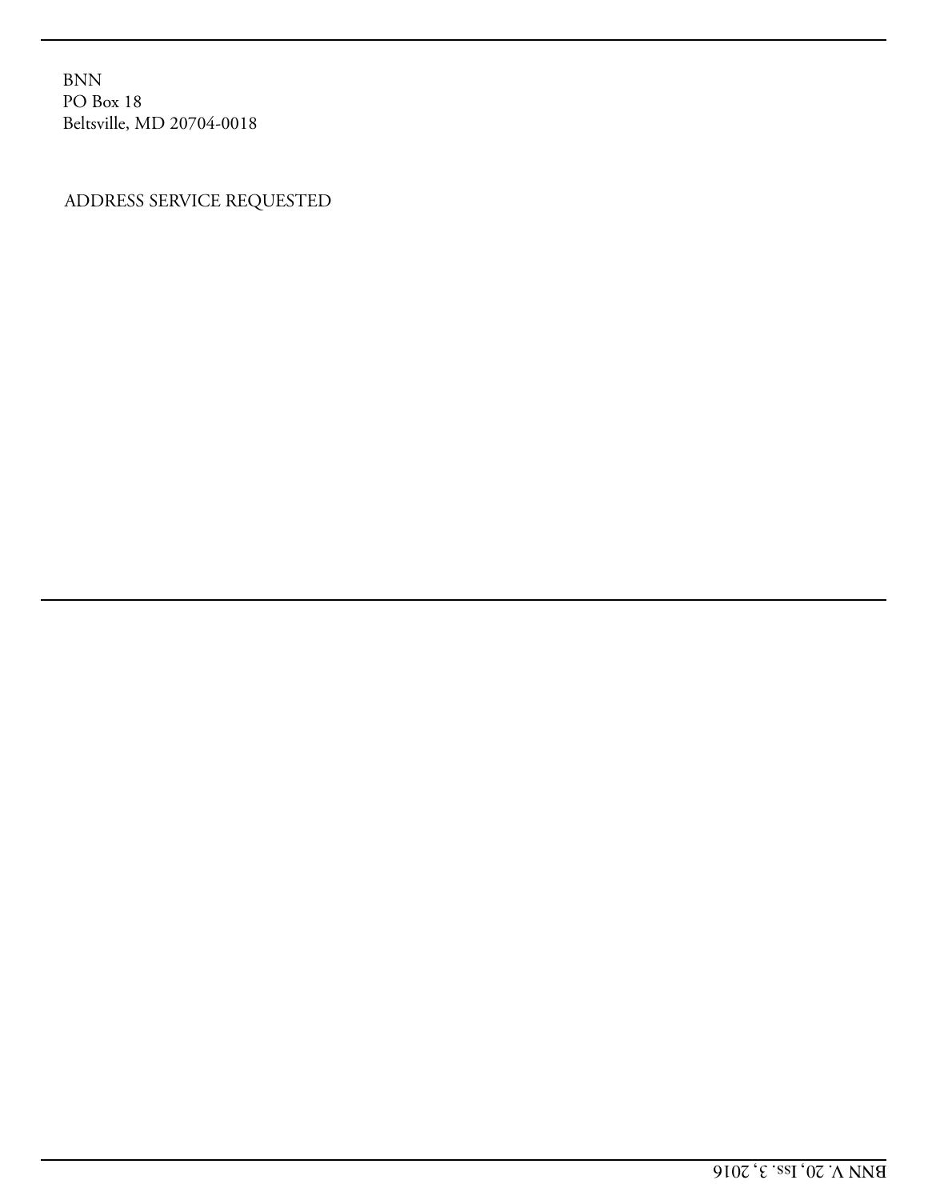BNN
PO Box 18
Beltsville, MD 20704-0018

ADDRESS SERVICE REQUESTED